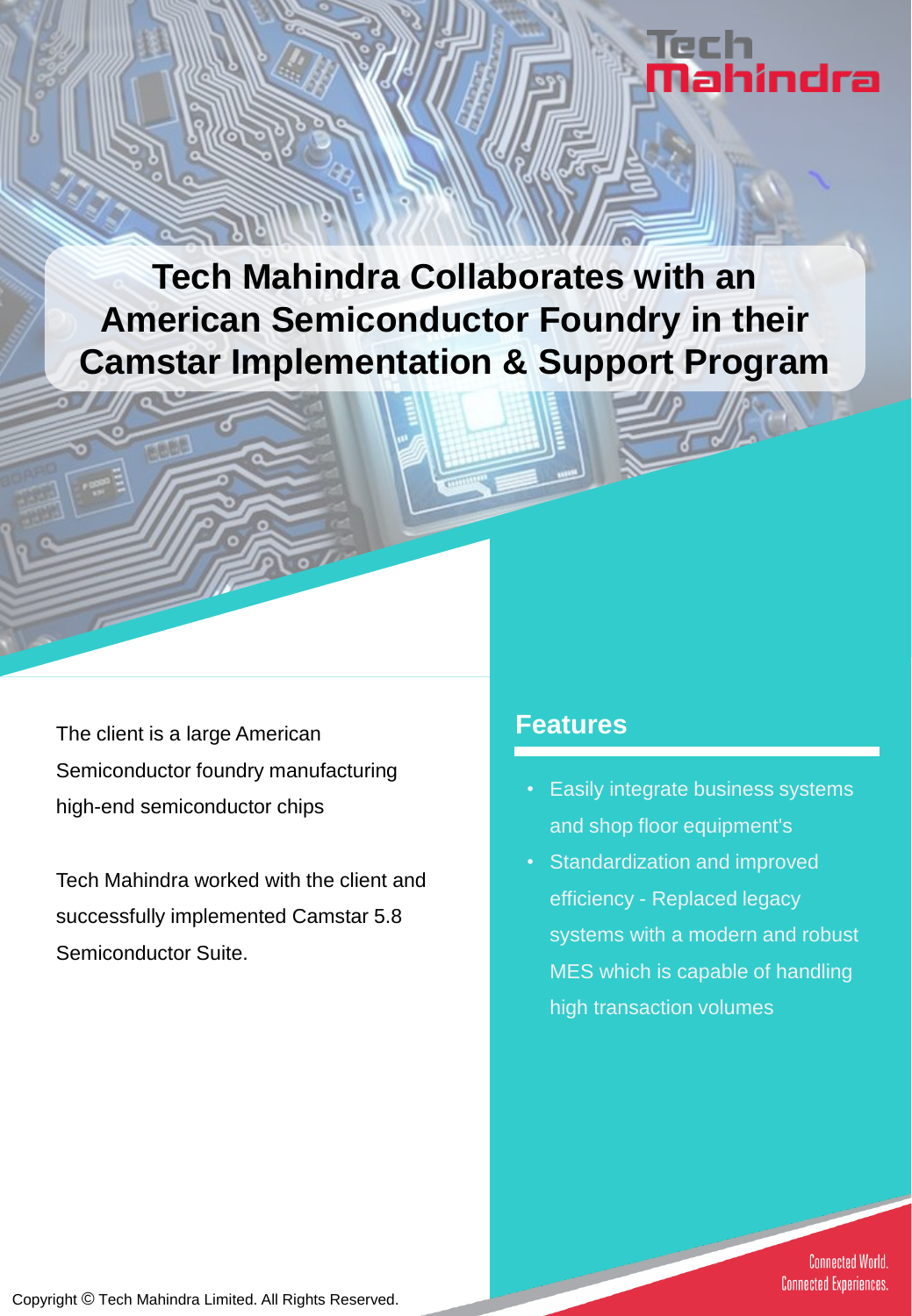# Tech Mahindra Collaborates with an American Semiconductor Foundry in their Camstar Implementation & Support Program

The client is a large American Semiconductor foundry manufacturing high-end semiconductor chips

Tech Mahindra worked with the client and successfully implemented Camstar 5.8 Semiconductor Suite.

## Features

- Easily integrate business systems and shop floor equipment's
- Standardization and improved efficiency - Replaced legacy systems with a modern and robust MES which is capable of handling high transaction volumes

Connected World. Connected Experiences.

Copyright © Tech Mahindra Limited. All Rights Reserved.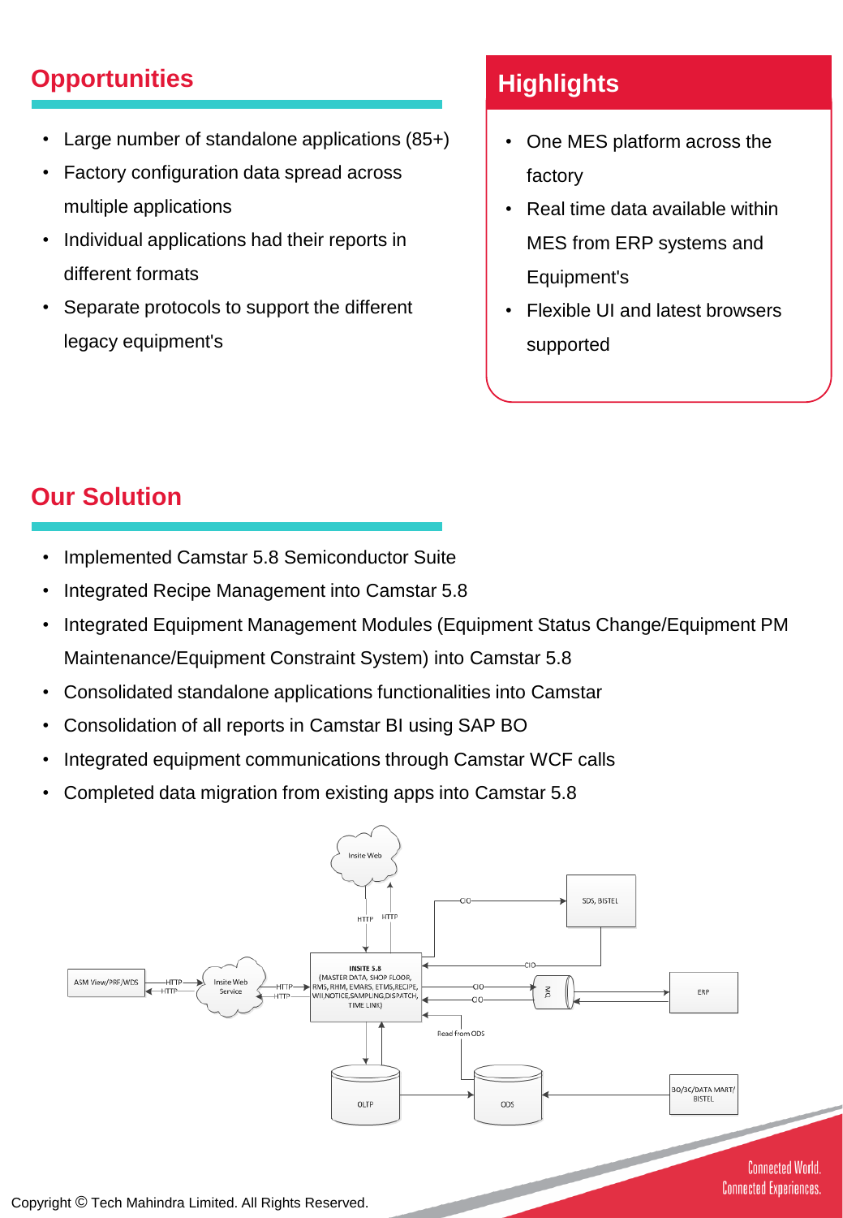## Opportunities

- Large number of standalone applications (85+)
- Factory configuration data spread across multiple applications
- Individual applications had their reports in different formats
- Separate protocols to support the different legacy equipment's

## Highlights

- One MES platform across the factory
- Real time data available within MES from ERP systems and Equipment's
- Flexible UI and latest browsers supported

## Our Solution

- Implemented Camstar 5.8 Semiconductor Suite
- Integrated Recipe Management into Camstar 5.8
- Integrated Equipment Management Modules (Equipment Status Change/Equipment PM Maintenance/Equipment Constraint System) into Camstar 5.8
- Consolidated standalone applications functionalities into Camstar
- Consolidation of all reports in Camstar BI using SAP BO
- Integrated equipment communications through Camstar WCF calls
- Completed data migration from existing apps into Camstar 5.8

Insite Web

HTTP HTTP

SDS, BISTEL

CIO

ASM View/PRF/WDS

HTTP HTTP

Insite Web Service

HTTP HTTP

INSITE 5.8
(MASTER DATA, SHOP FLOOR, RMS, RHM, EMARS, ETMS, RECIPE, WII, NOTICE, SAMPLING, DISPATCH, TIME LINK)

CIO CIO

MQ

ERP

Read from ODS

OLTP

ODS

BO/3C/DATA MART/ BISTEL